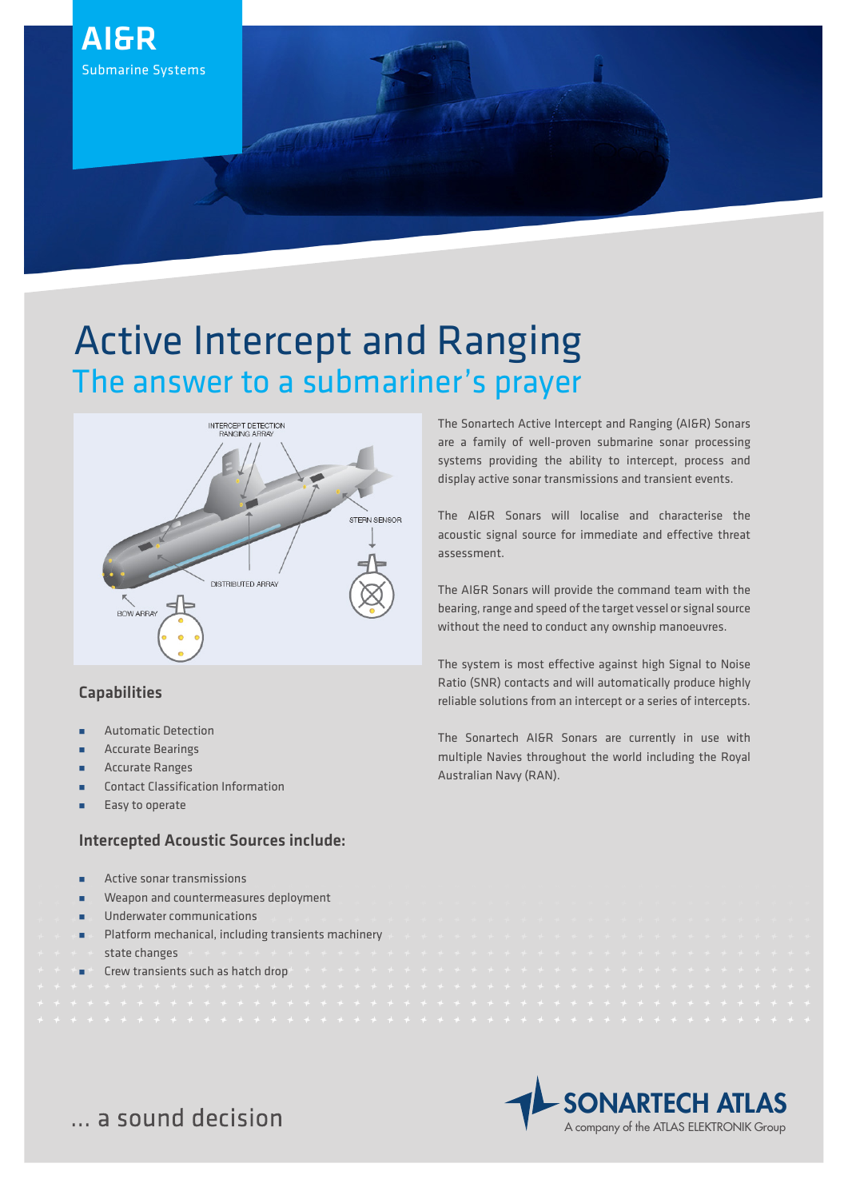AI&R

Submarine Systems

# Active Intercept and Ranging

## The answer to a submariner's prayer

The Sonartech Active Intercept and Ranging (AI&R) Sonars are a family of well-proven submarine sonar processing systems providing the ability to intercept, process and display active sonar transmissions and transient events.

The AI&R Sonars will localise and characterise the acoustic signal source for immediate and effective threat assessment.

The AI&R Sonars will provide the command team with the bearing, range and speed of the target vessel or signal source without the need to conduct any ownship manoeuvres.

The system is most effective against high Signal to Noise Ratio (SNR) contacts and will automatically produce highly reliable solutions from an intercept or a series of intercepts.

The Sonartech AI&R Sonars are currently in use with multiple Navies throughout the world including the Royal Australian Navy (RAN).

### Capabilities

- Automatic Detection
- Accurate Bearings
- Accurate Ranges
- Contact Classification Information
- Easy to operate

### Intercepted Acoustic Sources include:

- Active sonar transmissions
- Weapon and countermeasures deployment
- Underwater communications
- Platform mechanical, including transients machinery state changes
- Crew transients such as hatch drop

... a sound decision

SONARTECH ATLAS

A company of the ATLAS ELEKTRONIK Group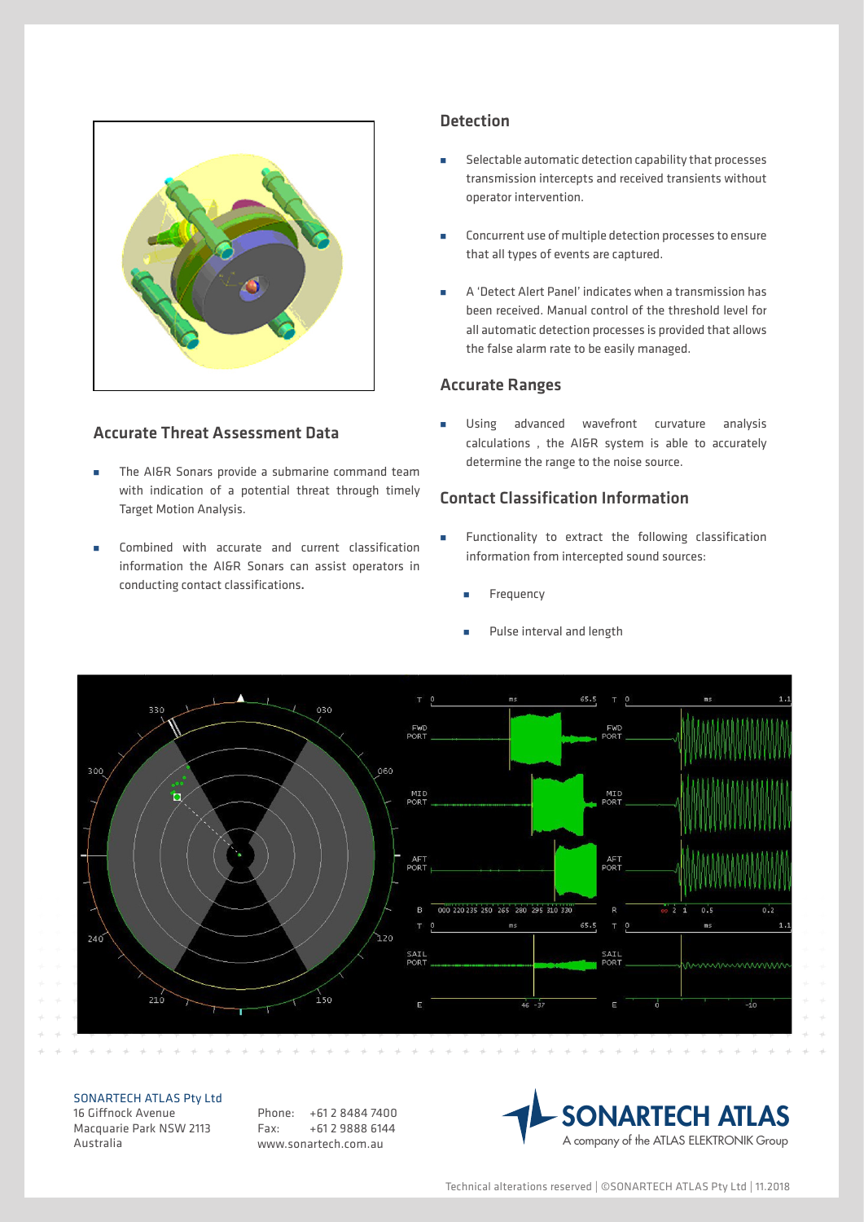## Accurate Threat Assessment Data

- The AI&R Sonars provide a submarine command team with indication of a potential threat through timely Target Motion Analysis.
- Combined with accurate and current classification information the AI&R Sonars can assist operators in conducting contact classifications.

## Detection

- Selectable automatic detection capability that processes transmission intercepts and received transients without operator intervention.
- Concurrent use of multiple detection processes to ensure that all types of events are captured.
- A 'Detect Alert Panel' indicates when a transmission has been received. Manual control of the threshold level for all automatic detection processes is provided that allows the false alarm rate to be easily managed.

## Accurate Ranges

- Using advanced wavefront curvature analysis calculations , the AI&R system is able to accurately determine the range to the noise source.

## Contact Classification Information

- Functionality to extract the following classification information from intercepted sound sources:
  - Frequency
  - Pulse interval and length

SONARTECH ATLAS Pty Ltd
16 Giffnock Avenue
Macquarie Park NSW 2113
Australia

Phone: +61 2 8484 7400
Fax: +61 2 9888 6144
www.sonartech.com.au

SONARTECH ATLAS
A company of the ATLAS ELEKTRONIK Group

Technical alterations reserved | ©SONARTECH ATLAS Pty Ltd | 11.2018